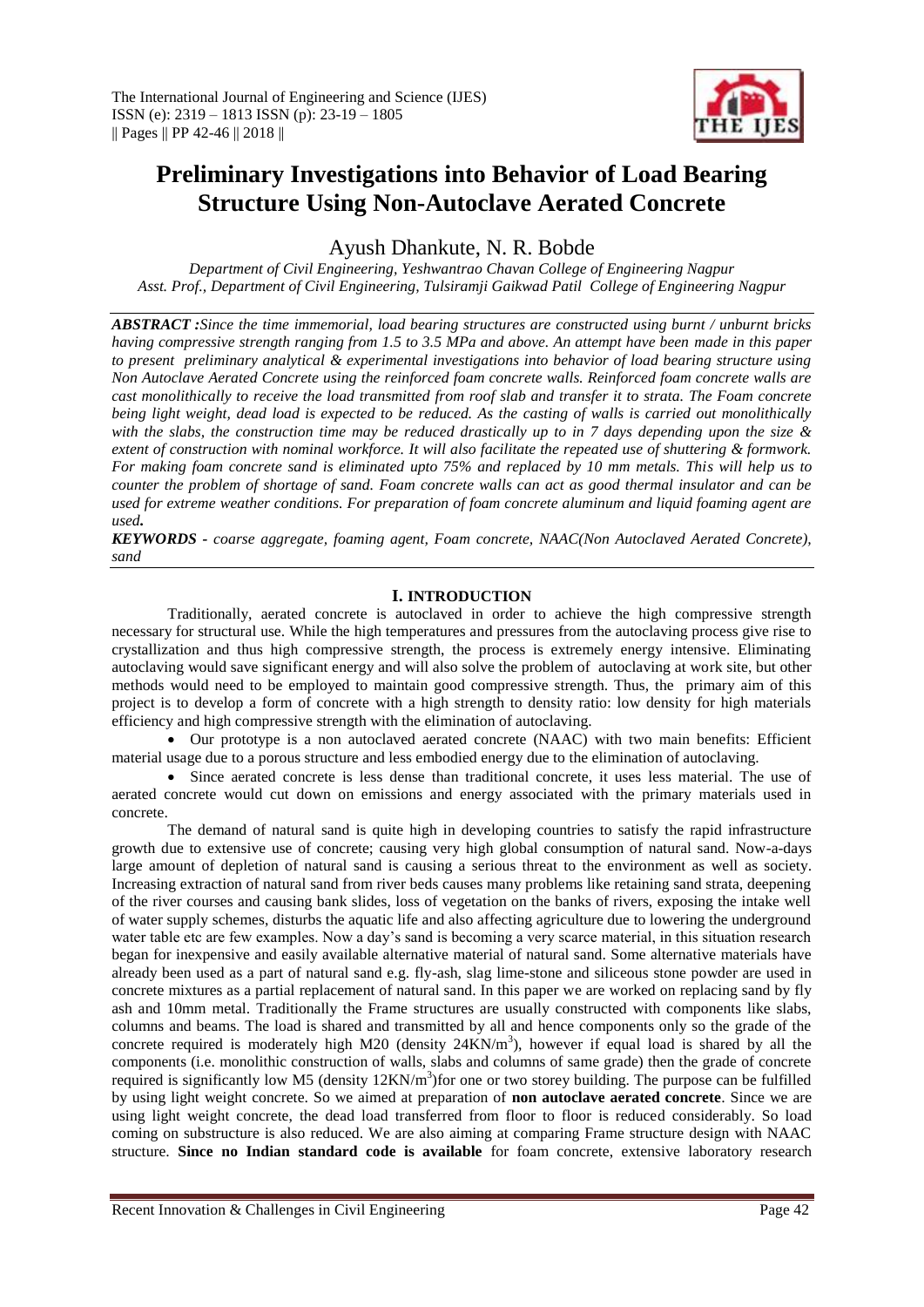# Preliminary Investigations into Behavior of Load Bearing Structure Using Non-Autoclave Aerated Concrete

Ayush Dhankute, N. R. Bobde

*Department of Civil Engineering, Yeshwantrao Chavan College of Engineering Nagpur*
*Asst. Prof., Department of Civil Engineering, Tulsiramji Gaikwad Patil College of Engineering Nagpur*

***ABSTRACT :****Since the time immemorial, load bearing structures are constructed using burnt / unburnt bricks having compressive strength ranging from 1.5 to 3.5 MPa and above. An attempt have been made in this paper to present preliminary analytical & experimental investigations into behavior of load bearing structure using Non Autoclave Aerated Concrete using the reinforced foam concrete walls. Reinforced foam concrete walls are cast monolithically to receive the load transmitted from roof slab and transfer it to strata. The Foam concrete being light weight, dead load is expected to be reduced. As the casting of walls is carried out monolithically with the slabs, the construction time may be reduced drastically up to in 7 days depending upon the size & extent of construction with nominal workforce. It will also facilitate the repeated use of shuttering & formwork. For making foam concrete sand is eliminated upto 75% and replaced by 10 mm metals. This will help us to counter the problem of shortage of sand. Foam concrete walls can act as good thermal insulator and can be used for extreme weather conditions. For preparation of foam concrete aluminum and liquid foaming agent are used.*

***KEYWORDS -*** *coarse aggregate, foaming agent, Foam concrete, NAAC(Non Autoclaved Aerated Concrete), sand*

## I. INTRODUCTION

Traditionally, aerated concrete is autoclaved in order to achieve the high compressive strength necessary for structural use. While the high temperatures and pressures from the autoclaving process give rise to crystallization and thus high compressive strength, the process is extremely energy intensive. Eliminating autoclaving would save significant energy and will also solve the problem of autoclaving at work site, but other methods would need to be employed to maintain good compressive strength. Thus, the primary aim of this project is to develop a form of concrete with a high strength to density ratio: low density for high materials efficiency and high compressive strength with the elimination of autoclaving.

- Our prototype is a non autoclaved aerated concrete (NAAC) with two main benefits: Efficient material usage due to a porous structure and less embodied energy due to the elimination of autoclaving.
- Since aerated concrete is less dense than traditional concrete, it uses less material. The use of aerated concrete would cut down on emissions and energy associated with the primary materials used in concrete.

The demand of natural sand is quite high in developing countries to satisfy the rapid infrastructure growth due to extensive use of concrete; causing very high global consumption of natural sand. Now-a-days large amount of depletion of natural sand is causing a serious threat to the environment as well as society. Increasing extraction of natural sand from river beds causes many problems like retaining sand strata, deepening of the river courses and causing bank slides, loss of vegetation on the banks of rivers, exposing the intake well of water supply schemes, disturbs the aquatic life and also affecting agriculture due to lowering the underground water table etc are few examples. Now a day's sand is becoming a very scarce material, in this situation research began for inexpensive and easily available alternative material of natural sand. Some alternative materials have already been used as a part of natural sand e.g. fly-ash, slag lime-stone and siliceous stone powder are used in concrete mixtures as a partial replacement of natural sand. In this paper we are worked on replacing sand by fly ash and 10mm metal. Traditionally the Frame structures are usually constructed with components like slabs, columns and beams. The load is shared and transmitted by all and hence components only so the grade of the concrete required is moderately high M20 (density $24KN/m^3$), however if equal load is shared by all the components (i.e. monolithic construction of walls, slabs and columns of same grade) then the grade of concrete required is significantly low M5 (density $12KN/m^3$)for one or two storey building. The purpose can be fulfilled by using light weight concrete. So we aimed at preparation of **non autoclave aerated concrete**. Since we are using light weight concrete, the dead load transferred from floor to floor is reduced considerably. So load coming on substructure is also reduced. We are also aiming at comparing Frame structure design with NAAC structure. **Since no Indian standard code is available** for foam concrete, extensive laboratory research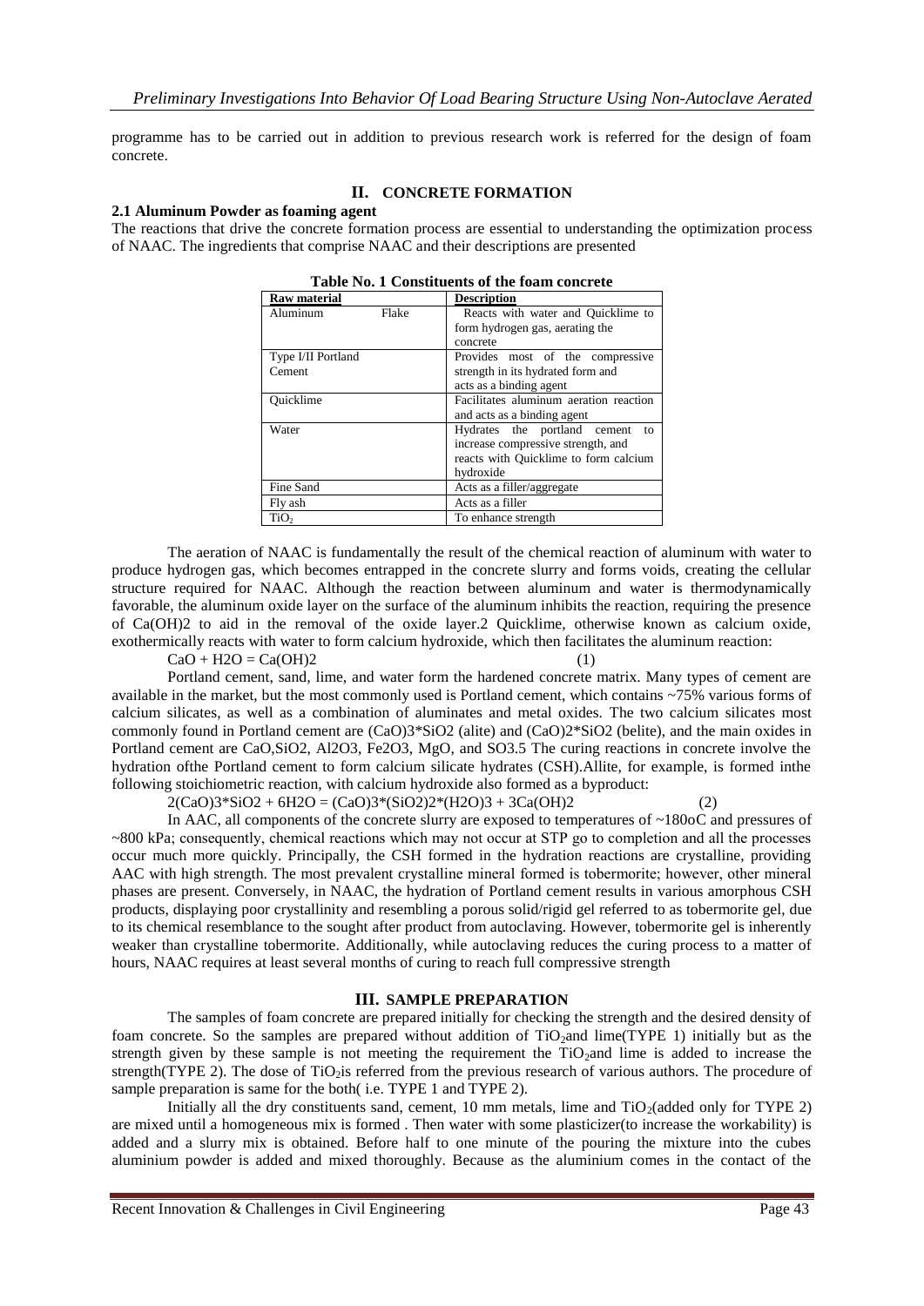programme has to be carried out in addition to previous research work is referred for the design of foam concrete.

## II. CONCRETE FORMATION

### 2.1 Aluminum Powder as foaming agent

The reactions that drive the concrete formation process are essential to understanding the optimization process of NAAC. The ingredients that comprise NAAC and their descriptions are presented

**Table No. 1 Constituents of the foam concrete**

| Raw material | Description |
|---|---|
| Aluminum Flake | Reacts with water and Quicklime to form hydrogen gas, aerating the concrete |
| Type I/II Portland Cement | Provides most of the compressive strength in its hydrated form and acts as a binding agent |
| Quicklime | Facilitates aluminum aeration reaction and acts as a binding agent |
| Water | Hydrates the portland cement to increase compressive strength, and reacts with Quicklime to form calcium hydroxide |
| Fine Sand | Acts as a filler/aggregate |
| Fly ash | Acts as a filler |
| $TiO_2$ | To enhance strength |

The aeration of NAAC is fundamentally the result of the chemical reaction of aluminum with water to produce hydrogen gas, which becomes entrapped in the concrete slurry and forms voids, creating the cellular structure required for NAAC. Although the reaction between aluminum and water is thermodynamically favorable, the aluminum oxide layer on the surface of the aluminum inhibits the reaction, requiring the presence of $Ca(OH)_2$ to aid in the removal of the oxide layer.2 Quicklime, otherwise known as calcium oxide, exothermically reacts with water to form calcium hydroxide, which then facilitates the aluminum reaction:

$$CaO + H_2O = Ca(OH)_2 \quad (1)$$

Portland cement, sand, lime, and water form the hardened concrete matrix. Many types of cement are available in the market, but the most commonly used is Portland cement, which contains ~75% various forms of calcium silicates, as well as a combination of aluminates and metal oxides. The two calcium silicates most commonly found in Portland cement are $(CaO)_3*SiO_2$ (alite) and $(CaO)_2*SiO_2$ (belite), and the main oxides in Portland cement are $CaO$, $SiO_2$, $Al_2O_3$, $Fe_2O_3$, $MgO$, and $SO_3$.5 The curing reactions in concrete involve the hydration ofthe Portland cement to form calcium silicate hydrates (CSH).Allite, for example, is formed inthe following stoichiometric reaction, with calcium hydroxide also formed as a byproduct:

$$2(CaO)_3*SiO_2 + 6H_2O = (CaO)_3*(SiO_2)_2*(H_2O)_3 + 3Ca(OH)_2 \quad (2)$$

In AAC, all components of the concrete slurry are exposed to temperatures of ~180oC and pressures of ~800 kPa; consequently, chemical reactions which may not occur at STP go to completion and all the processes occur much more quickly. Principally, the CSH formed in the hydration reactions are crystalline, providing AAC with high strength. The most prevalent crystalline mineral formed is tobermorite; however, other mineral phases are present. Conversely, in NAAC, the hydration of Portland cement results in various amorphous CSH products, displaying poor crystallinity and resembling a porous solid/rigid gel referred to as tobermorite gel, due to its chemical resemblance to the sought after product from autoclaving. However, tobermorite gel is inherently weaker than crystalline tobermorite. Additionally, while autoclaving reduces the curing process to a matter of hours, NAAC requires at least several months of curing to reach full compressive strength

## III. SAMPLE PREPARATION

The samples of foam concrete are prepared initially for checking the strength and the desired density of foam concrete. So the samples are prepared without addition of $TiO_2$and lime(TYPE 1) initially but as the strength given by these sample is not meeting the requirement the $TiO_2$and lime is added to increase the strength(TYPE 2). The dose of $TiO_2$is referred from the previous research of various authors. The procedure of sample preparation is same for the both( i.e. TYPE 1 and TYPE 2).

Initially all the dry constituents sand, cement, 10 mm metals, lime and $TiO_2$(added only for TYPE 2) are mixed until a homogeneous mix is formed . Then water with some plasticizer(to increase the workability) is added and a slurry mix is obtained. Before half to one minute of the pouring the mixture into the cubes aluminium powder is added and mixed thoroughly. Because as the aluminium comes in the contact of the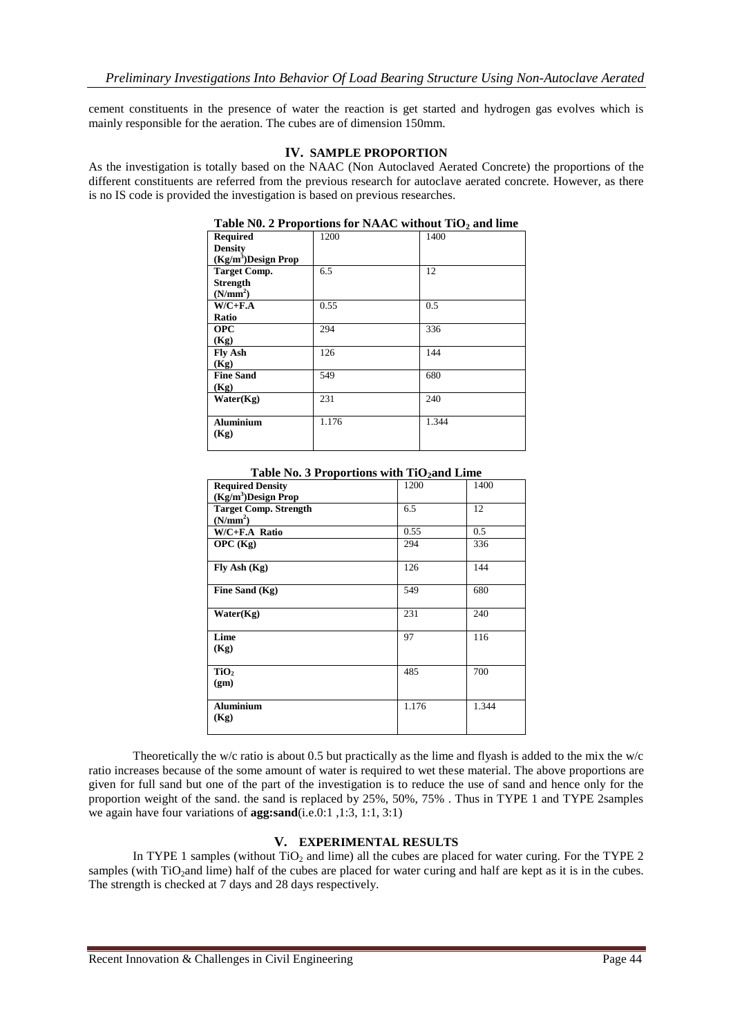cement constituents in the presence of water the reaction is get started and hydrogen gas evolves which is mainly responsible for the aeration. The cubes are of dimension 150mm.

## IV. SAMPLE PROPORTION

As the investigation is totally based on the NAAC (Non Autoclaved Aerated Concrete) the proportions of the different constituents are referred from the previous research for autoclave aerated concrete. However, as there is no IS code is provided the investigation is based on previous researches.

**Table N0. 2 Proportions for NAAC without $TiO_2$ and lime**

| **Required Density ($Kg/m^3$)Design Prop** | 1200 | 1400 |
|---|---|---|
| **Target Comp. Strength ($N/mm^2$)** | 6.5 | 12 |
| **W/C+F.A Ratio** | 0.55 | 0.5 |
| **OPC (Kg)** | 294 | 336 |
| **Fly Ash (Kg)** | 126 | 144 |
| **Fine Sand (Kg)** | 549 | 680 |
| **Water(Kg)** | 231 | 240 |
| **Aluminium (Kg)** | 1.176 | 1.344 |

**Table No. 3 Proportions with $TiO_2$and Lime**

| **Required Density ($Kg/m^3$)Design Prop** | 1200 | 1400 |
|---|---|---|
| **Target Comp. Strength ($N/mm^2$)** | 6.5 | 12 |
| **W/C+F.A Ratio** | 0.55 | 0.5 |
| **OPC (Kg)** | 294 | 336 |
| **Fly Ash (Kg)** | 126 | 144 |
| **Fine Sand (Kg)** | 549 | 680 |
| **Water(Kg)** | 231 | 240 |
| **Lime (Kg)** | 97 | 116 |
| **$TiO_2$ (gm)** | 485 | 700 |
| **Aluminium (Kg)** | 1.176 | 1.344 |

Theoretically the w/c ratio is about 0.5 but practically as the lime and flyash is added to the mix the w/c ratio increases because of the some amount of water is required to wet these material. The above proportions are given for full sand but one of the part of the investigation is to reduce the use of sand and hence only for the proportion weight of the sand. the sand is replaced by 25%, 50%, 75% . Thus in TYPE 1 and TYPE 2samples we again have four variations of **agg:sand**(i.e.0:1 ,1:3, 1:1, 3:1)

## V. EXPERIMENTAL RESULTS

In TYPE 1 samples (without $TiO_2$ and lime) all the cubes are placed for water curing. For the TYPE 2 samples (with $TiO_2$and lime) half of the cubes are placed for water curing and half are kept as it is in the cubes. The strength is checked at 7 days and 28 days respectively.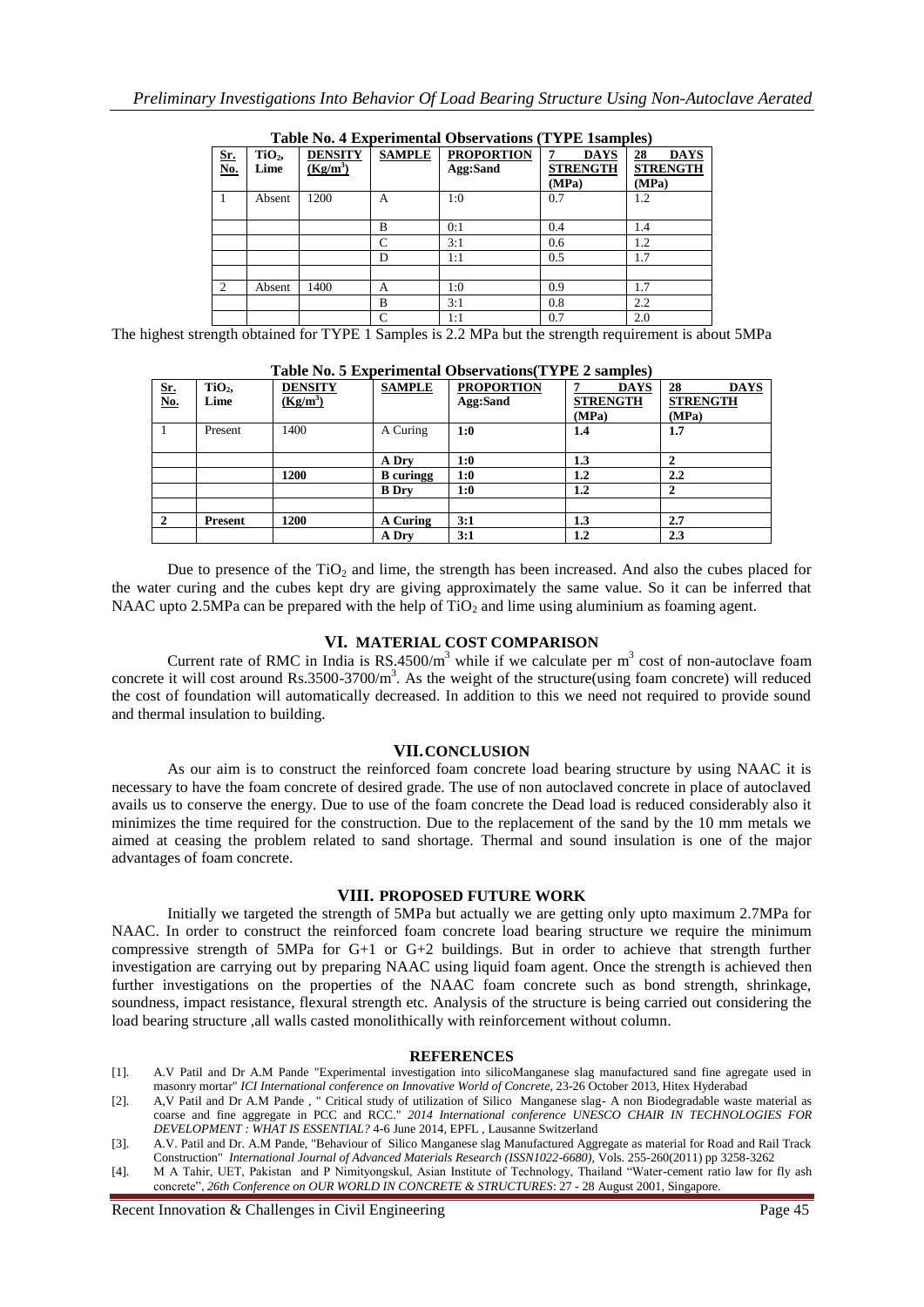**Table No. 4 Experimental Observations (TYPE 1samples)**

| Sr. No. | $TiO_2$, Lime | DENSITY ($Kg/m^3$) | SAMPLE | PROPORTION Agg:Sand | 7 DAYS STRENGTH (MPa) | 28 DAYS STRENGTH (MPa) |
|---|---|---|---|---|---|---|
| 1 | Absent | 1200 | A | 1:0 | 0.7 | 1.2 |
| | | | B | 0:1 | 0.4 | 1.4 |
| | | | C | 3:1 | 0.6 | 1.2 |
| | | | D | 1:1 | 0.5 | 1.7 |
| | | | | | | |
| 2 | Absent | 1400 | A | 1:0 | 0.9 | 1.7 |
| | | | B | 3:1 | 0.8 | 2.2 |
| | | | C | 1:1 | 0.7 | 2.0 |

The highest strength obtained for TYPE 1 Samples is 2.2 MPa but the strength requirement is about 5MPa

**Table No. 5 Experimental Observations(TYPE 2 samples)**

| Sr. No. | $TiO_2$, Lime | DENSITY ($Kg/m^3$) | SAMPLE | PROPORTION Agg:Sand | 7 DAYS STRENGTH (MPa) | 28 DAYS STRENGTH (MPa) |
|---|---|---|---|---|---|---|
| 1 | Present | 1400 | A Curing | **1:0** | **1.4** | **1.7** |
| | | | **A Dry** | **1:0** | **1.3** | **2** |
| | | **1200** | **B curingg** | **1:0** | **1.2** | **2.2** |
| | | | **B Dry** | **1:0** | **1.2** | **2** |
| | | | | | | |
| **2** | **Present** | **1200** | **A Curing** | **3:1** | **1.3** | **2.7** |
| | | | **A Dry** | **3:1** | **1.2** | **2.3** |

Due to presence of the $TiO_2$ and lime, the strength has been increased. And also the cubes placed for the water curing and the cubes kept dry are giving approximately the same value. So it can be inferred that NAAC upto 2.5MPa can be prepared with the help of $TiO_2$ and lime using aluminium as foaming agent.

## VI. MATERIAL COST COMPARISON

Current rate of RMC in India is RS.4500/$m^3$ while if we calculate per $m^3$ cost of non-autoclave foam concrete it will cost around Rs.3500-3700/$m^3$. As the weight of the structure(using foam concrete) will reduced the cost of foundation will automatically decreased. In addition to this we need not required to provide sound and thermal insulation to building.

## VII. CONCLUSION

As our aim is to construct the reinforced foam concrete load bearing structure by using NAAC it is necessary to have the foam concrete of desired grade. The use of non autoclaved concrete in place of autoclaved avails us to conserve the energy. Due to use of the foam concrete the Dead load is reduced considerably also it minimizes the time required for the construction. Due to the replacement of the sand by the 10 mm metals we aimed at ceasing the problem related to sand shortage. Thermal and sound insulation is one of the major advantages of foam concrete.

## VIII. PROPOSED FUTURE WORK

Initially we targeted the strength of 5MPa but actually we are getting only upto maximum 2.7MPa for NAAC. In order to construct the reinforced foam concrete load bearing structure we require the minimum compressive strength of 5MPa for G+1 or G+2 buildings. But in order to achieve that strength further investigation are carrying out by preparing NAAC using liquid foam agent. Once the strength is achieved then further investigations on the properties of the NAAC foam concrete such as bond strength, shrinkage, soundness, impact resistance, flexural strength etc. Analysis of the structure is being carried out considering the load bearing structure ,all walls casted monolithically with reinforcement without column.

## REFERENCES

[1]. A.V Patil and Dr A.M Pande "Experimental investigation into silicoManganese slag manufactured sand fine agregate used in masonry mortar" *ICI International conference on Innovative World of Concrete*, 23-26 October 2013, Hitex Hyderabad

[2]. A,V Patil and Dr A.M Pande , " Critical study of utilization of Silico Manganese slag- A non Biodegradable waste material as coarse and fine aggregate in PCC and RCC." *2014 International conference UNESCO CHAIR IN TECHNOLOGIES FOR DEVELOPMENT : WHAT IS ESSENTIAL?* 4-6 June 2014, EPFL , Lausanne Switzerland

[3]. A.V. Patil and Dr. A.M Pande, "Behaviour of Silico Manganese slag Manufactured Aggregate as material for Road and Rail Track Construction" *International Journal of Advanced Materials Research (ISSN1022-6680)*, Vols. 255-260(2011) pp 3258-3262

[4]. M A Tahir, UET, Pakistan and P Nimityongskul, Asian Institute of Technology, Thailand "Water-cement ratio law for fly ash concrete", *26th Conference on OUR WORLD IN CONCRETE & STRUCTURES*: 27 - 28 August 2001, Singapore.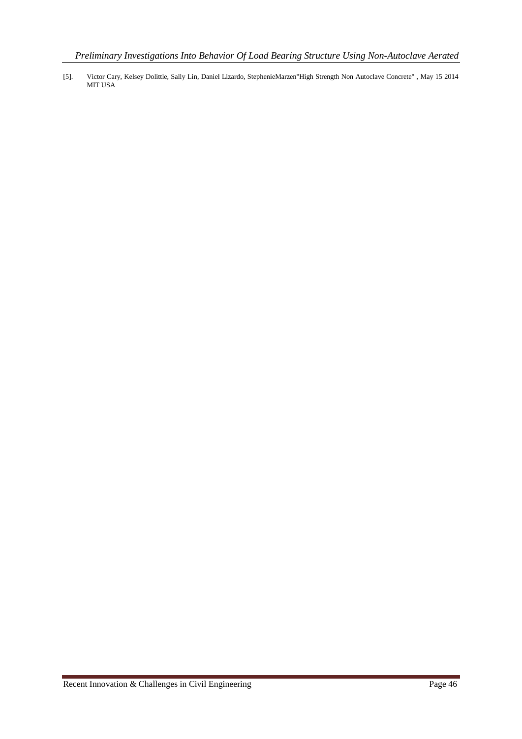[5]. Victor Cary, Kelsey Dolittle, Sally Lin, Daniel Lizardo, StephenieMarzen"High Strength Non Autoclave Concrete" , May 15 2014 MIT USA